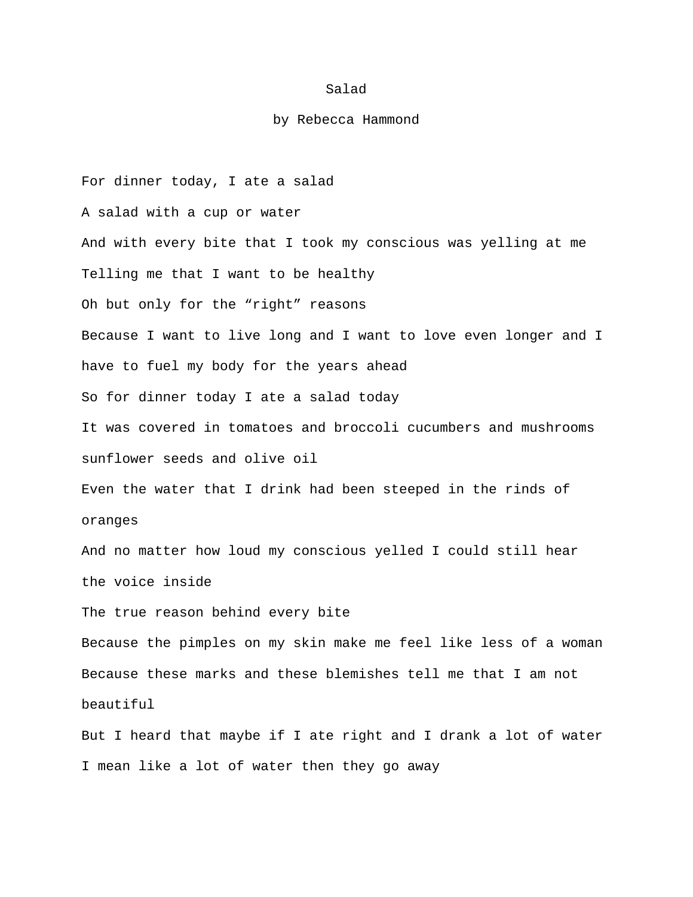# Salad

by Rebecca Hammond

For dinner today, I ate a salad

A salad with a cup or water

And with every bite that I took my conscious was yelling at me

Telling me that I want to be healthy

Oh but only for the “right” reasons

Because I want to live long and I want to love even longer and I have to fuel my body for the years ahead

So for dinner today I ate a salad today

It was covered in tomatoes and broccoli cucumbers and mushrooms sunflower seeds and olive oil

Even the water that I drink had been steeped in the rinds of oranges

And no matter how loud my conscious yelled I could still hear the voice inside

The true reason behind every bite

Because the pimples on my skin make me feel like less of a woman

Because these marks and these blemishes tell me that I am not beautiful

But I heard that maybe if I ate right and I drank a lot of water

I mean like a lot of water then they go away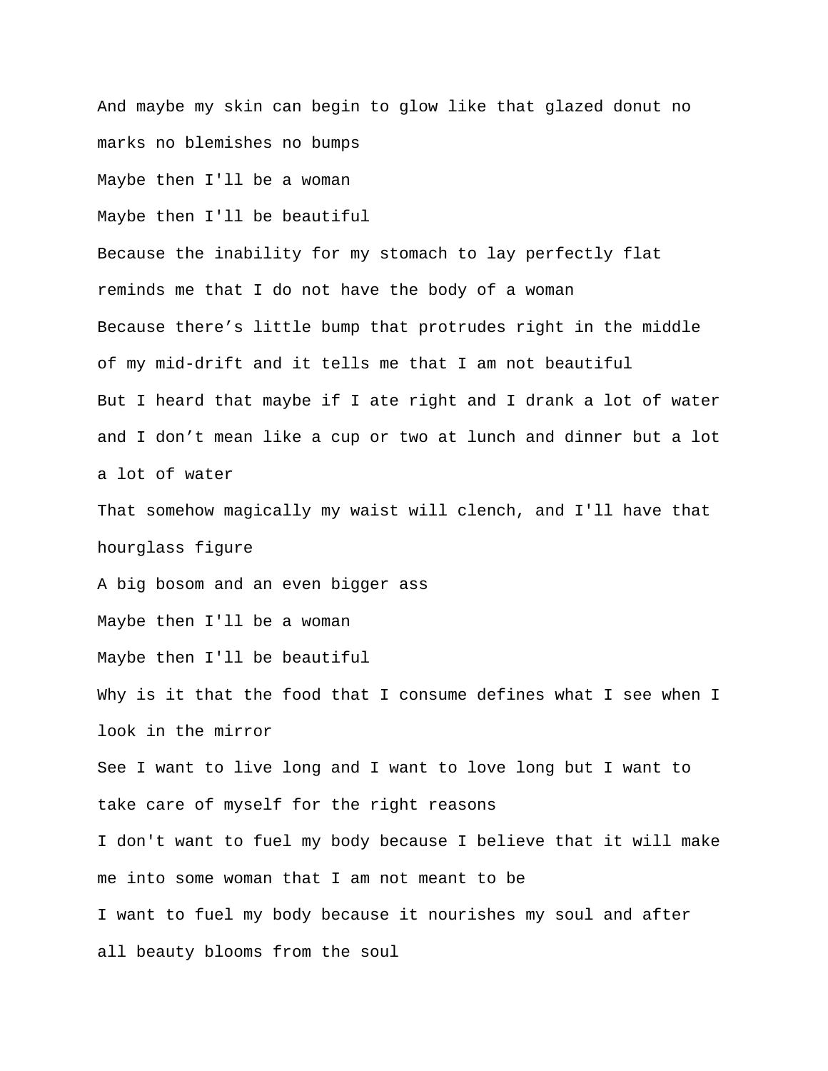And maybe my skin can begin to glow like that glazed donut no marks no blemishes no bumps

Maybe then I'll be a woman

Maybe then I'll be beautiful

Because the inability for my stomach to lay perfectly flat reminds me that I do not have the body of a woman

Because there’s little bump that protrudes right in the middle of my mid-drift and it tells me that I am not beautiful

But I heard that maybe if I ate right and I drank a lot of water and I don’t mean like a cup or two at lunch and dinner but a lot a lot of water

That somehow magically my waist will clench, and I'll have that hourglass figure

A big bosom and an even bigger ass

Maybe then I'll be a woman

Maybe then I'll be beautiful

Why is it that the food that I consume defines what I see when I look in the mirror

See I want to live long and I want to love long but I want to take care of myself for the right reasons

I don't want to fuel my body because I believe that it will make me into some woman that I am not meant to be

I want to fuel my body because it nourishes my soul and after all beauty blooms from the soul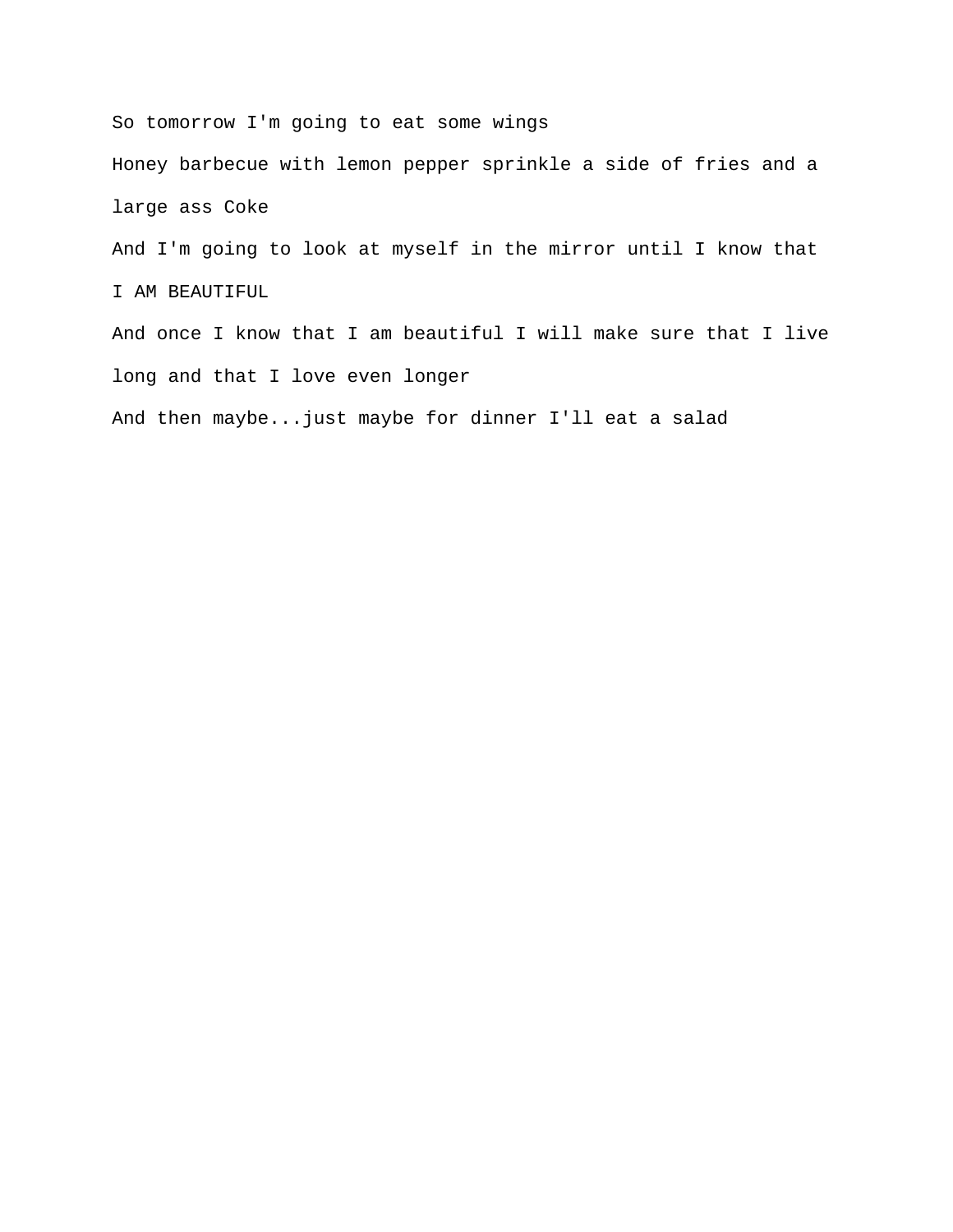So tomorrow I'm going to eat some wings

Honey barbecue with lemon pepper sprinkle a side of fries and a large ass Coke

And I'm going to look at myself in the mirror until I know that

I AM BEAUTIFUL

And once I know that I am beautiful I will make sure that I live long and that I love even longer

And then maybe...just maybe for dinner I'll eat a salad